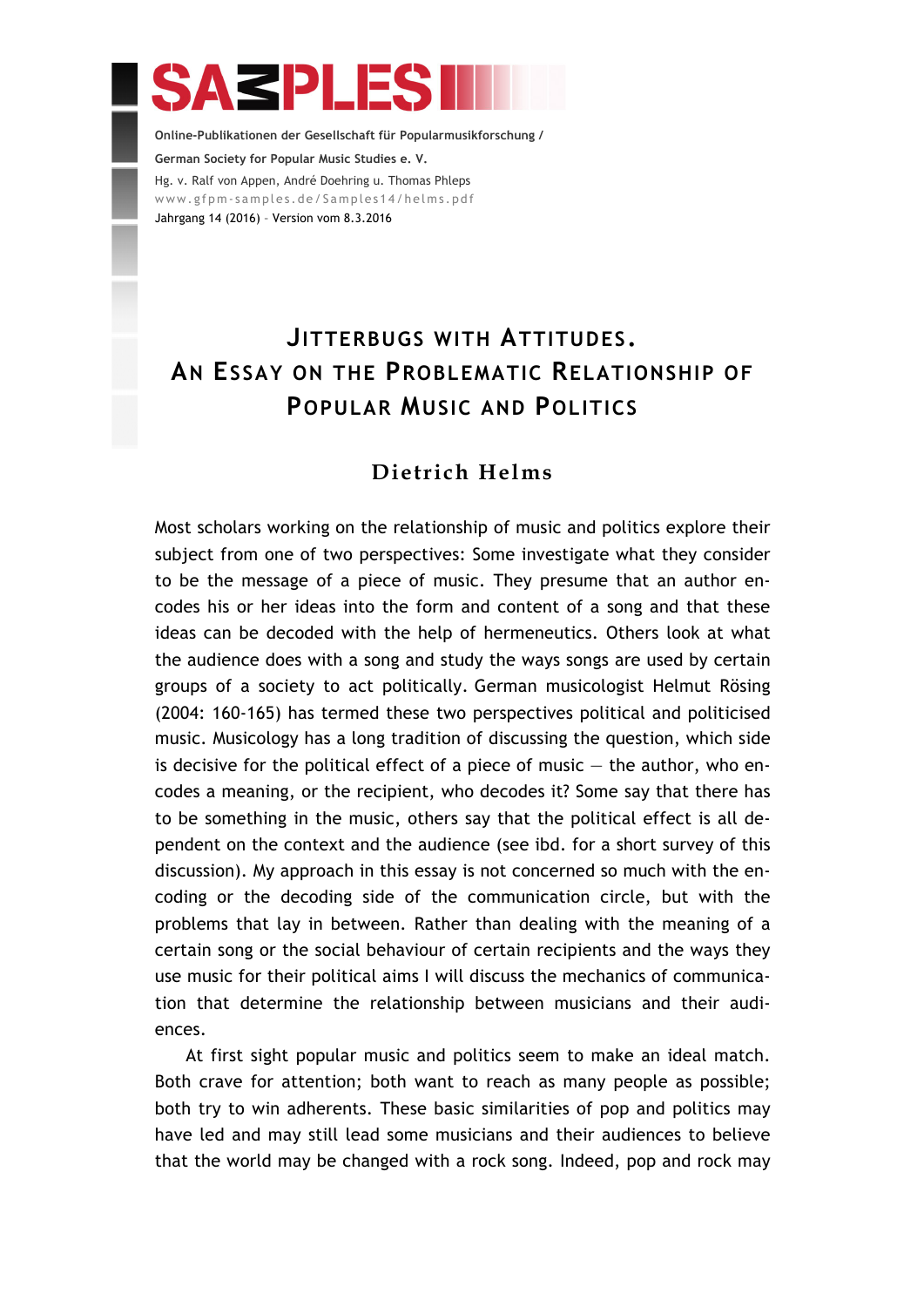SAMPLES

Online-Publikationen der Gesellschaft für Popularmusikforschung /
German Society for Popular Music Studies e. V.
Hg. v. Ralf von Appen, André Doehring u. Thomas Phleps
www.gfpm-samples.de/Samples14/helms.pdf
Jahrgang 14 (2016) – Version vom 8.3.2016

# Jitterbugs with Attitudes. An Essay on the Problematic Relationship of Popular Music and Politics

## Dietrich Helms

Most scholars working on the relationship of music and politics explore their subject from one of two perspectives: Some investigate what they consider to be the message of a piece of music. They presume that an author encodes his or her ideas into the form and content of a song and that these ideas can be decoded with the help of hermeneutics. Others look at what the audience does with a song and study the ways songs are used by certain groups of a society to act politically. German musicologist Helmut Rösing (2004: 160-165) has termed these two perspectives political and politicised music. Musicology has a long tradition of discussing the question, which side is decisive for the political effect of a piece of music — the author, who encodes a meaning, or the recipient, who decodes it? Some say that there has to be something in the music, others say that the political effect is all dependent on the context and the audience (see ibd. for a short survey of this discussion). My approach in this essay is not concerned so much with the encoding or the decoding side of the communication circle, but with the problems that lay in between. Rather than dealing with the meaning of a certain song or the social behaviour of certain recipients and the ways they use music for their political aims I will discuss the mechanics of communication that determine the relationship between musicians and their audiences.

At first sight popular music and politics seem to make an ideal match. Both crave for attention; both want to reach as many people as possible; both try to win adherents. These basic similarities of pop and politics may have led and may still lead some musicians and their audiences to believe that the world may be changed with a rock song. Indeed, pop and rock may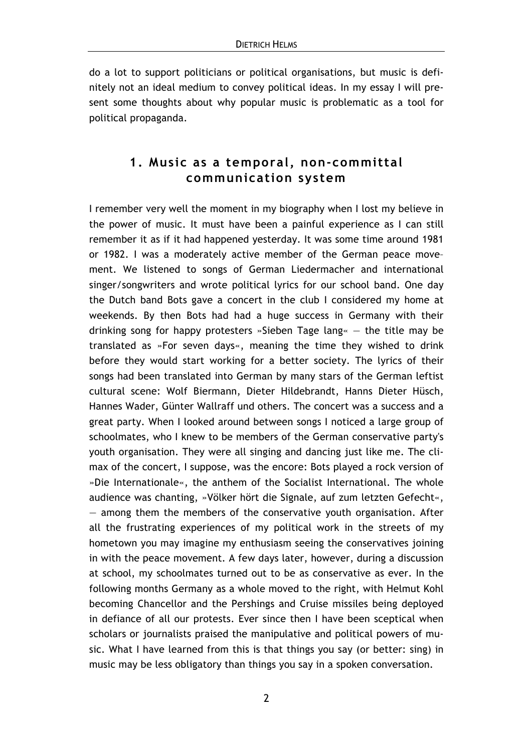do a lot to support politicians or political organisations, but music is definitely not an ideal medium to convey political ideas. In my essay I will present some thoughts about why popular music is problematic as a tool for political propaganda.

## 1. Music as a temporal, non-committal communication system

I remember very well the moment in my biography when I lost my believe in the power of music. It must have been a painful experience as I can still remember it as if it had happened yesterday. It was some time around 1981 or 1982. I was a moderately active member of the German peace movement. We listened to songs of German Liedermacher and international singer/songwriters and wrote political lyrics for our school band. One day the Dutch band Bots gave a concert in the club I considered my home at weekends. By then Bots had had a huge success in Germany with their drinking song for happy protesters »Sieben Tage lang« — the title may be translated as »For seven days«, meaning the time they wished to drink before they would start working for a better society. The lyrics of their songs had been translated into German by many stars of the German leftist cultural scene: Wolf Biermann, Dieter Hildebrandt, Hanns Dieter Hüsch, Hannes Wader, Günter Wallraff und others. The concert was a success and a great party. When I looked around between songs I noticed a large group of schoolmates, who I knew to be members of the German conservative party's youth organisation. They were all singing and dancing just like me. The climax of the concert, I suppose, was the encore: Bots played a rock version of »Die Internationale«, the anthem of the Socialist International. The whole audience was chanting, »Völker hört die Signale, auf zum letzten Gefecht«, — among them the members of the conservative youth organisation. After all the frustrating experiences of my political work in the streets of my hometown you may imagine my enthusiasm seeing the conservatives joining in with the peace movement. A few days later, however, during a discussion at school, my schoolmates turned out to be as conservative as ever. In the following months Germany as a whole moved to the right, with Helmut Kohl becoming Chancellor and the Pershings and Cruise missiles being deployed in defiance of all our protests. Ever since then I have been sceptical when scholars or journalists praised the manipulative and political powers of music. What I have learned from this is that things you say (or better: sing) in music may be less obligatory than things you say in a spoken conversation.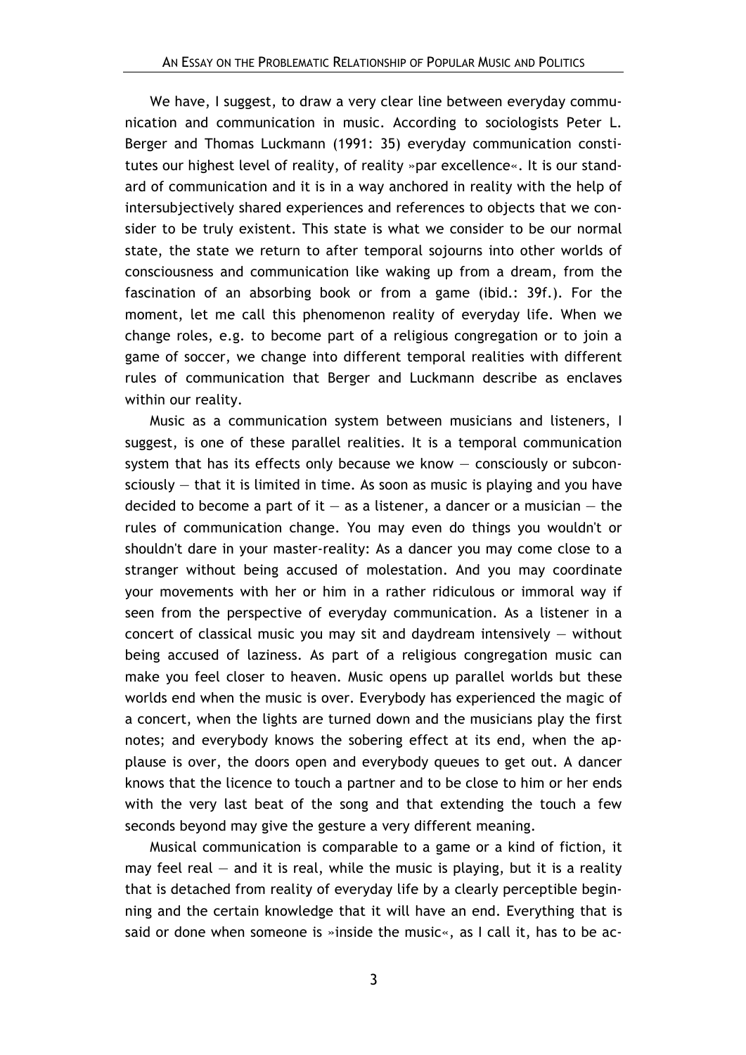We have, I suggest, to draw a very clear line between everyday communication and communication in music. According to sociologists Peter L. Berger and Thomas Luckmann (1991: 35) everyday communication constitutes our highest level of reality, of reality »par excellence«. It is our standard of communication and it is in a way anchored in reality with the help of intersubjectively shared experiences and references to objects that we consider to be truly existent. This state is what we consider to be our normal state, the state we return to after temporal sojourns into other worlds of consciousness and communication like waking up from a dream, from the fascination of an absorbing book or from a game (ibid.: 39f.). For the moment, let me call this phenomenon reality of everyday life. When we change roles, e.g. to become part of a religious congregation or to join a game of soccer, we change into different temporal realities with different rules of communication that Berger and Luckmann describe as enclaves within our reality.

Music as a communication system between musicians and listeners, I suggest, is one of these parallel realities. It is a temporal communication system that has its effects only because we know — consciously or subconsciously — that it is limited in time. As soon as music is playing and you have decided to become a part of it — as a listener, a dancer or a musician — the rules of communication change. You may even do things you wouldn't or shouldn't dare in your master-reality: As a dancer you may come close to a stranger without being accused of molestation. And you may coordinate your movements with her or him in a rather ridiculous or immoral way if seen from the perspective of everyday communication. As a listener in a concert of classical music you may sit and daydream intensively — without being accused of laziness. As part of a religious congregation music can make you feel closer to heaven. Music opens up parallel worlds but these worlds end when the music is over. Everybody has experienced the magic of a concert, when the lights are turned down and the musicians play the first notes; and everybody knows the sobering effect at its end, when the applause is over, the doors open and everybody queues to get out. A dancer knows that the licence to touch a partner and to be close to him or her ends with the very last beat of the song and that extending the touch a few seconds beyond may give the gesture a very different meaning.

Musical communication is comparable to a game or a kind of fiction, it may feel real — and it is real, while the music is playing, but it is a reality that is detached from reality of everyday life by a clearly perceptible beginning and the certain knowledge that it will have an end. Everything that is said or done when someone is »inside the music«, as I call it, has to be ac-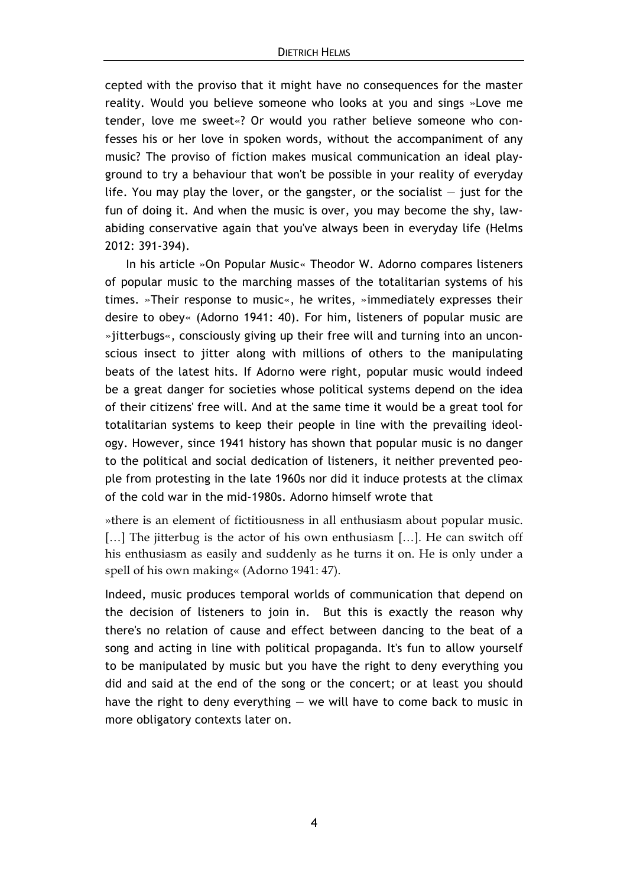cepted with the proviso that it might have no consequences for the master reality. Would you believe someone who looks at you and sings »Love me tender, love me sweet«? Or would you rather believe someone who confesses his or her love in spoken words, without the accompaniment of any music? The proviso of fiction makes musical communication an ideal playground to try a behaviour that won't be possible in your reality of everyday life. You may play the lover, or the gangster, or the socialist — just for the fun of doing it. And when the music is over, you may become the shy, law-abiding conservative again that you've always been in everyday life (Helms 2012: 391-394).

In his article »On Popular Music« Theodor W. Adorno compares listeners of popular music to the marching masses of the totalitarian systems of his times. »Their response to music«, he writes, »immediately expresses their desire to obey« (Adorno 1941: 40). For him, listeners of popular music are »jitterbugs«, consciously giving up their free will and turning into an unconscious insect to jitter along with millions of others to the manipulating beats of the latest hits. If Adorno were right, popular music would indeed be a great danger for societies whose political systems depend on the idea of their citizens' free will. And at the same time it would be a great tool for totalitarian systems to keep their people in line with the prevailing ideology. However, since 1941 history has shown that popular music is no danger to the political and social dedication of listeners, it neither prevented people from protesting in the late 1960s nor did it induce protests at the climax of the cold war in the mid-1980s. Adorno himself wrote that

> »there is an element of fictitiousness in all enthusiasm about popular music. […] The jitterbug is the actor of his own enthusiasm […]. He can switch off his enthusiasm as easily and suddenly as he turns it on. He is only under a spell of his own making« (Adorno 1941: 47).

Indeed, music produces temporal worlds of communication that depend on the decision of listeners to join in. But this is exactly the reason why there's no relation of cause and effect between dancing to the beat of a song and acting in line with political propaganda. It's fun to allow yourself to be manipulated by music but you have the right to deny everything you did and said at the end of the song or the concert; or at least you should have the right to deny everything — we will have to come back to music in more obligatory contexts later on.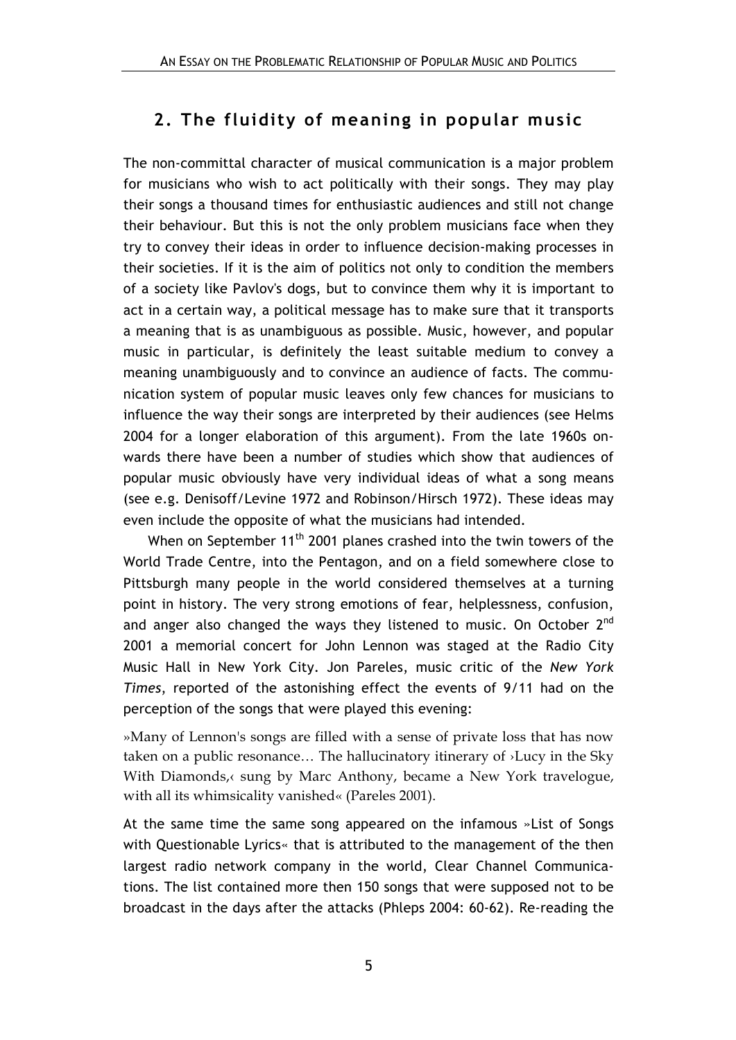## 2. The fluidity of meaning in popular music

The non-committal character of musical communication is a major problem for musicians who wish to act politically with their songs. They may play their songs a thousand times for enthusiastic audiences and still not change their behaviour. But this is not the only problem musicians face when they try to convey their ideas in order to influence decision-making processes in their societies. If it is the aim of politics not only to condition the members of a society like Pavlov's dogs, but to convince them why it is important to act in a certain way, a political message has to make sure that it transports a meaning that is as unambiguous as possible. Music, however, and popular music in particular, is definitely the least suitable medium to convey a meaning unambiguously and to convince an audience of facts. The communication system of popular music leaves only few chances for musicians to influence the way their songs are interpreted by their audiences (see Helms 2004 for a longer elaboration of this argument). From the late 1960s onwards there have been a number of studies which show that audiences of popular music obviously have very individual ideas of what a song means (see e.g. Denisoff/Levine 1972 and Robinson/Hirsch 1972). These ideas may even include the opposite of what the musicians had intended.

When on September 11th 2001 planes crashed into the twin towers of the World Trade Centre, into the Pentagon, and on a field somewhere close to Pittsburgh many people in the world considered themselves at a turning point in history. The very strong emotions of fear, helplessness, confusion, and anger also changed the ways they listened to music. On October 2nd 2001 a memorial concert for John Lennon was staged at the Radio City Music Hall in New York City. Jon Pareles, music critic of the *New York Times*, reported of the astonishing effect the events of 9/11 had on the perception of the songs that were played this evening:

»Many of Lennon's songs are filled with a sense of private loss that has now taken on a public resonance… The hallucinatory itinerary of ›Lucy in the Sky With Diamonds,‹ sung by Marc Anthony, became a New York travelogue, with all its whimsicality vanished« (Pareles 2001).

At the same time the same song appeared on the infamous »List of Songs with Questionable Lyrics« that is attributed to the management of the then largest radio network company in the world, Clear Channel Communications. The list contained more then 150 songs that were supposed not to be broadcast in the days after the attacks (Phleps 2004: 60-62). Re-reading the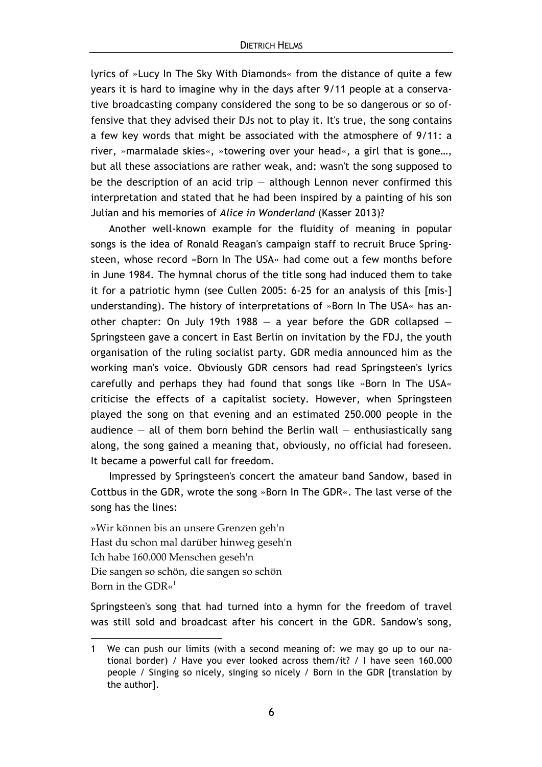lyrics of »Lucy In The Sky With Diamonds« from the distance of quite a few years it is hard to imagine why in the days after 9/11 people at a conservative broadcasting company considered the song to be so dangerous or so offensive that they advised their DJs not to play it. It's true, the song contains a few key words that might be associated with the atmosphere of 9/11: a river, »marmalade skies«, »towering over your head«, a girl that is gone…, but all these associations are rather weak, and: wasn't the song supposed to be the description of an acid trip — although Lennon never confirmed this interpretation and stated that he had been inspired by a painting of his son Julian and his memories of *Alice in Wonderland* (Kasser 2013)?

Another well-known example for the fluidity of meaning in popular songs is the idea of Ronald Reagan's campaign staff to recruit Bruce Springsteen, whose record »Born In The USA« had come out a few months before in June 1984. The hymnal chorus of the title song had induced them to take it for a patriotic hymn (see Cullen 2005: 6-25 for an analysis of this [mis-] understanding). The history of interpretations of »Born In The USA« has another chapter: On July 19th 1988 — a year before the GDR collapsed — Springsteen gave a concert in East Berlin on invitation by the FDJ, the youth organisation of the ruling socialist party. GDR media announced him as the working man's voice. Obviously GDR censors had read Springsteen's lyrics carefully and perhaps they had found that songs like »Born In The USA« criticise the effects of a capitalist society. However, when Springsteen played the song on that evening and an estimated 250.000 people in the audience — all of them born behind the Berlin wall — enthusiastically sang along, the song gained a meaning that, obviously, no official had foreseen. It became a powerful call for freedom.

Impressed by Springsteen's concert the amateur band Sandow, based in Cottbus in the GDR, wrote the song »Born In The GDR«. The last verse of the song has the lines:

»Wir können bis an unsere Grenzen geh'n
Hast du schon mal darüber hinweg geseh'n
Ich habe 160.000 Menschen geseh'n
Die sangen so schön, die sangen so schön
Born in the GDR«[1]

Springsteen's song that had turned into a hymn for the freedom of travel was still sold and broadcast after his concert in the GDR. Sandow's song,

---

1 We can push our limits (with a second meaning of: we may go up to our national border) / Have you ever looked across them/it? / I have seen 160.000 people / Singing so nicely, singing so nicely / Born in the GDR [translation by the author].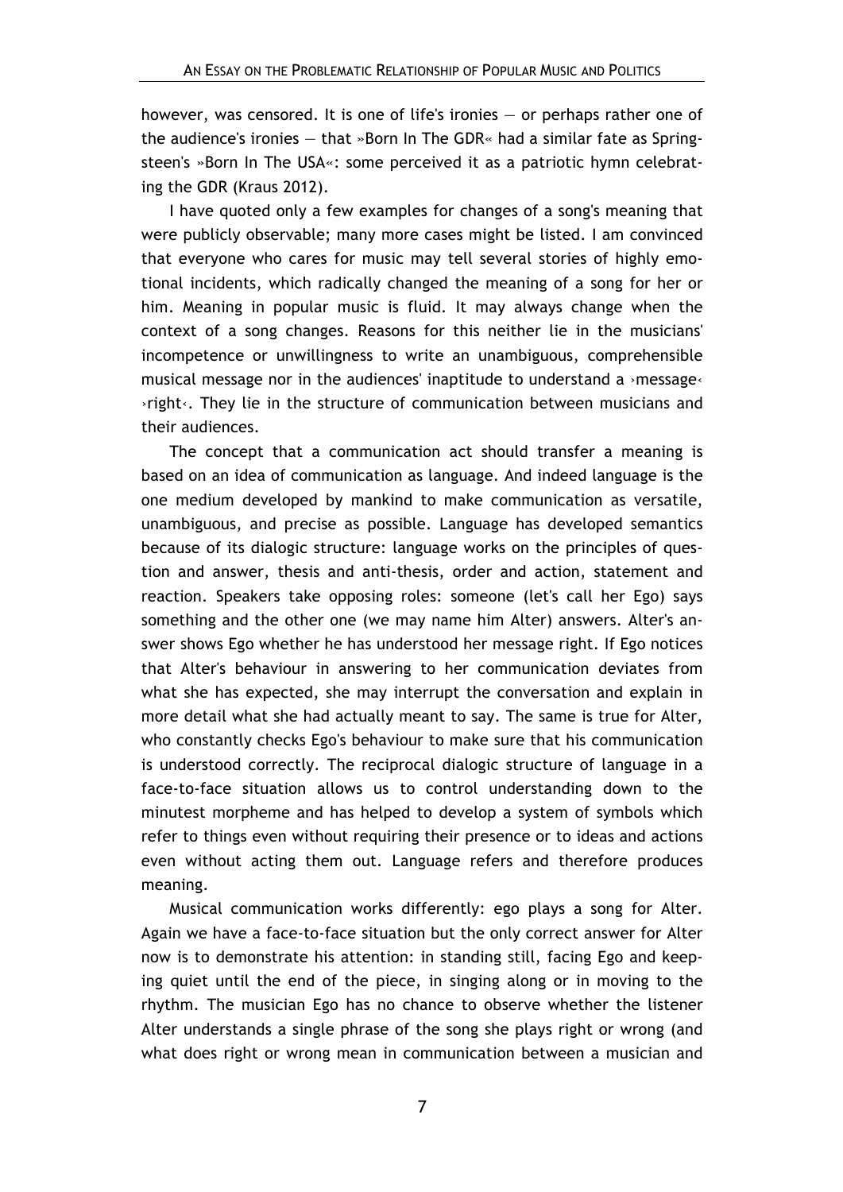however, was censored. It is one of life's ironies — or perhaps rather one of the audience's ironies — that »Born In The GDR« had a similar fate as Springsteen's »Born In The USA«: some perceived it as a patriotic hymn celebrating the GDR (Kraus 2012).

I have quoted only a few examples for changes of a song's meaning that were publicly observable; many more cases might be listed. I am convinced that everyone who cares for music may tell several stories of highly emotional incidents, which radically changed the meaning of a song for her or him. Meaning in popular music is fluid. It may always change when the context of a song changes. Reasons for this neither lie in the musicians' incompetence or unwillingness to write an unambiguous, comprehensible musical message nor in the audiences' inaptitude to understand a ›message‹ ›right‹. They lie in the structure of communication between musicians and their audiences.

The concept that a communication act should transfer a meaning is based on an idea of communication as language. And indeed language is the one medium developed by mankind to make communication as versatile, unambiguous, and precise as possible. Language has developed semantics because of its dialogic structure: language works on the principles of question and answer, thesis and anti-thesis, order and action, statement and reaction. Speakers take opposing roles: someone (let's call her Ego) says something and the other one (we may name him Alter) answers. Alter's answer shows Ego whether he has understood her message right. If Ego notices that Alter's behaviour in answering to her communication deviates from what she has expected, she may interrupt the conversation and explain in more detail what she had actually meant to say. The same is true for Alter, who constantly checks Ego's behaviour to make sure that his communication is understood correctly. The reciprocal dialogic structure of language in a face-to-face situation allows us to control understanding down to the minutest morpheme and has helped to develop a system of symbols which refer to things even without requiring their presence or to ideas and actions even without acting them out. Language refers and therefore produces meaning.

Musical communication works differently: ego plays a song for Alter. Again we have a face-to-face situation but the only correct answer for Alter now is to demonstrate his attention: in standing still, facing Ego and keeping quiet until the end of the piece, in singing along or in moving to the rhythm. The musician Ego has no chance to observe whether the listener Alter understands a single phrase of the song she plays right or wrong (and what does right or wrong mean in communication between a musician and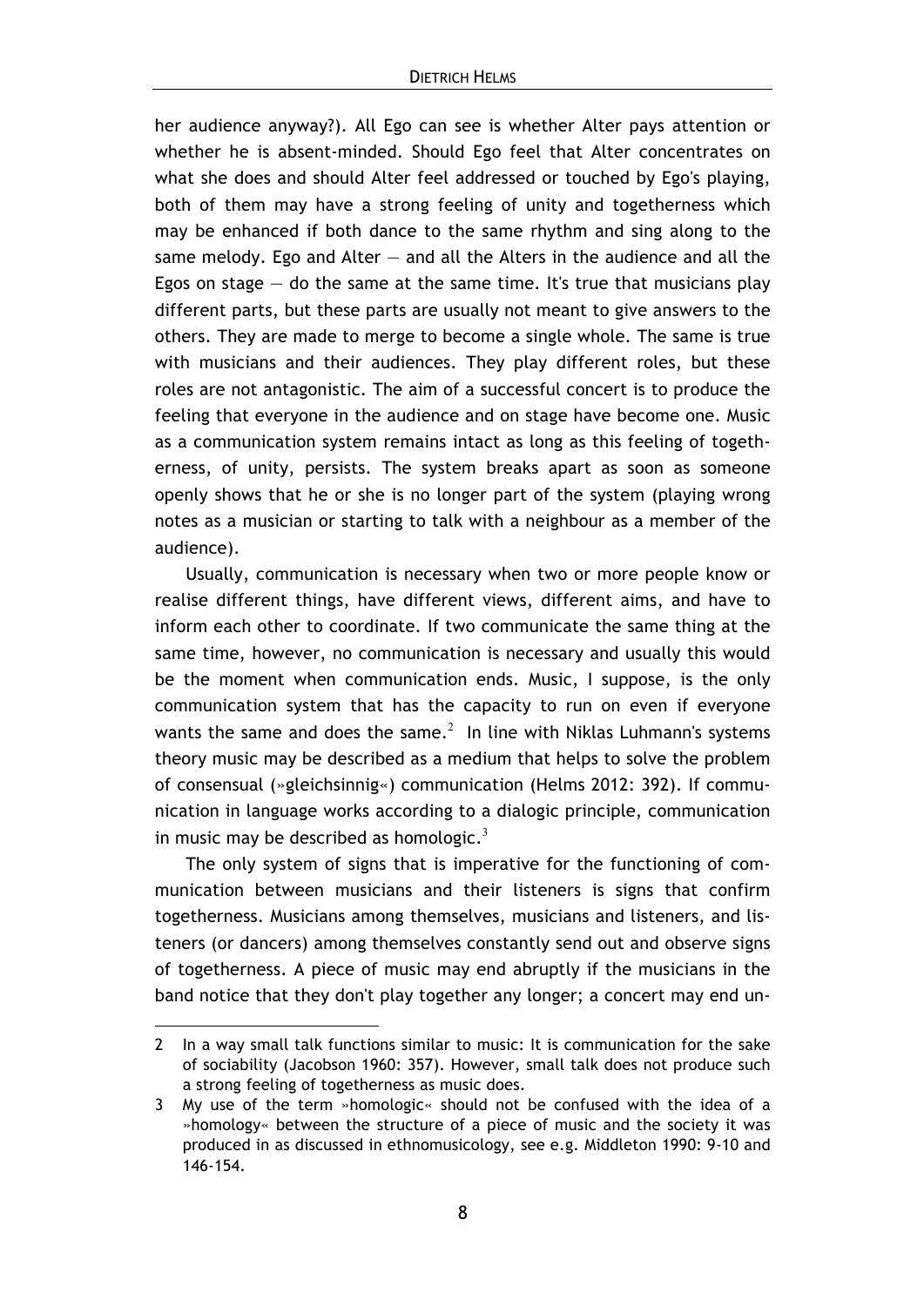her audience anyway?). All Ego can see is whether Alter pays attention or whether he is absent-minded. Should Ego feel that Alter concentrates on what she does and should Alter feel addressed or touched by Ego's playing, both of them may have a strong feeling of unity and togetherness which may be enhanced if both dance to the same rhythm and sing along to the same melody. Ego and Alter — and all the Alters in the audience and all the Egos on stage — do the same at the same time. It's true that musicians play different parts, but these parts are usually not meant to give answers to the others. They are made to merge to become a single whole. The same is true with musicians and their audiences. They play different roles, but these roles are not antagonistic. The aim of a successful concert is to produce the feeling that everyone in the audience and on stage have become one. Music as a communication system remains intact as long as this feeling of togetherness, of unity, persists. The system breaks apart as soon as someone openly shows that he or she is no longer part of the system (playing wrong notes as a musician or starting to talk with a neighbour as a member of the audience).

Usually, communication is necessary when two or more people know or realise different things, have different views, different aims, and have to inform each other to coordinate. If two communicate the same thing at the same time, however, no communication is necessary and usually this would be the moment when communication ends. Music, I suppose, is the only communication system that has the capacity to run on even if everyone wants the same and does the same.[2] In line with Niklas Luhmann's systems theory music may be described as a medium that helps to solve the problem of consensual (»gleichsinnig«) communication (Helms 2012: 392). If communication in language works according to a dialogic principle, communication in music may be described as homologic.[3]

The only system of signs that is imperative for the functioning of communication between musicians and their listeners is signs that confirm togetherness. Musicians among themselves, musicians and listeners, and listeners (or dancers) among themselves constantly send out and observe signs of togetherness. A piece of music may end abruptly if the musicians in the band notice that they don't play together any longer; a concert may end un-

---

2 In a way small talk functions similar to music: It is communication for the sake of sociability (Jacobson 1960: 357). However, small talk does not produce such a strong feeling of togetherness as music does.

3 My use of the term »homologic« should not be confused with the idea of a »homology« between the structure of a piece of music and the society it was produced in as discussed in ethnomusicology, see e.g. Middleton 1990: 9-10 and 146-154.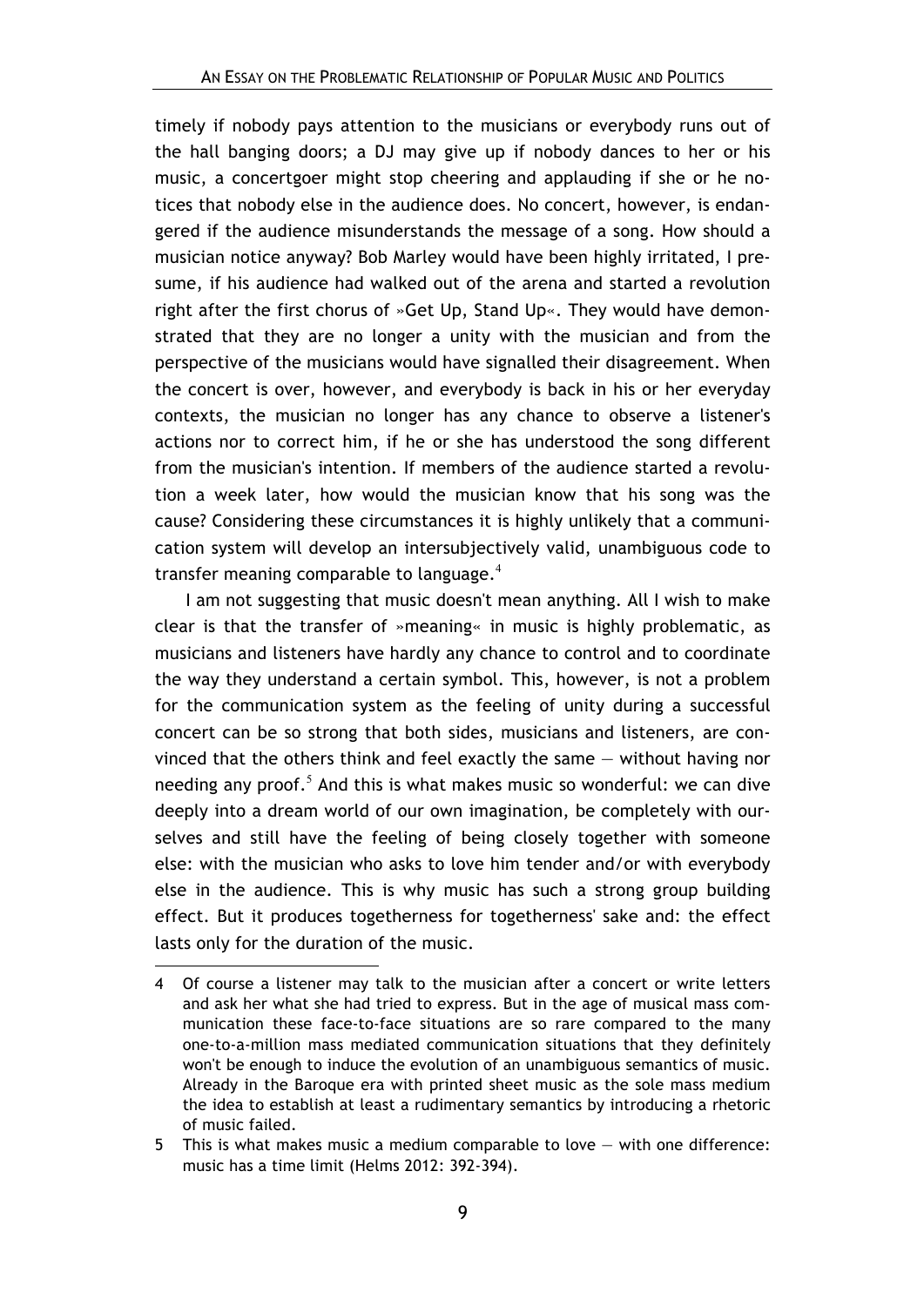timely if nobody pays attention to the musicians or everybody runs out of the hall banging doors; a DJ may give up if nobody dances to her or his music, a concertgoer might stop cheering and applauding if she or he notices that nobody else in the audience does. No concert, however, is endangered if the audience misunderstands the message of a song. How should a musician notice anyway? Bob Marley would have been highly irritated, I presume, if his audience had walked out of the arena and started a revolution right after the first chorus of »Get Up, Stand Up«. They would have demonstrated that they are no longer a unity with the musician and from the perspective of the musicians would have signalled their disagreement. When the concert is over, however, and everybody is back in his or her everyday contexts, the musician no longer has any chance to observe a listener's actions nor to correct him, if he or she has understood the song different from the musician's intention. If members of the audience started a revolution a week later, how would the musician know that his song was the cause? Considering these circumstances it is highly unlikely that a communication system will develop an intersubjectively valid, unambiguous code to transfer meaning comparable to language.[4]

I am not suggesting that music doesn't mean anything. All I wish to make clear is that the transfer of »meaning« in music is highly problematic, as musicians and listeners have hardly any chance to control and to coordinate the way they understand a certain symbol. This, however, is not a problem for the communication system as the feeling of unity during a successful concert can be so strong that both sides, musicians and listeners, are convinced that the others think and feel exactly the same — without having nor needing any proof.[5] And this is what makes music so wonderful: we can dive deeply into a dream world of our own imagination, be completely with ourselves and still have the feeling of being closely together with someone else: with the musician who asks to love him tender and/or with everybody else in the audience. This is why music has such a strong group building effect. But it produces togetherness for togetherness' sake and: the effect lasts only for the duration of the music.

---

4 Of course a listener may talk to the musician after a concert or write letters and ask her what she had tried to express. But in the age of musical mass communication these face-to-face situations are so rare compared to the many one-to-a-million mass mediated communication situations that they definitely won't be enough to induce the evolution of an unambiguous semantics of music. Already in the Baroque era with printed sheet music as the sole mass medium the idea to establish at least a rudimentary semantics by introducing a rhetoric of music failed.

5 This is what makes music a medium comparable to love — with one difference: music has a time limit (Helms 2012: 392-394).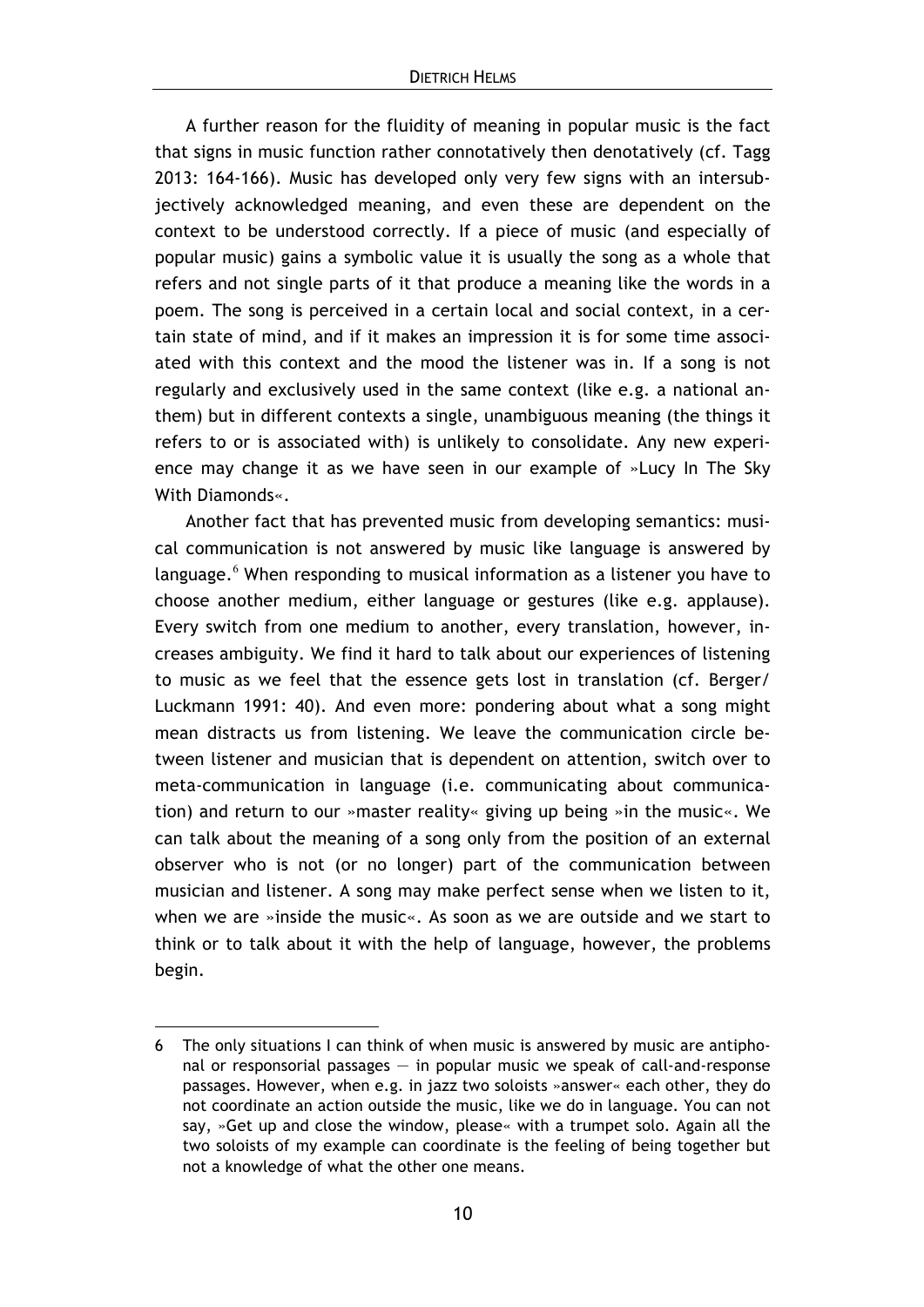A further reason for the fluidity of meaning in popular music is the fact that signs in music function rather connotatively then denotatively (cf. Tagg 2013: 164-166). Music has developed only very few signs with an intersubjectively acknowledged meaning, and even these are dependent on the context to be understood correctly. If a piece of music (and especially of popular music) gains a symbolic value it is usually the song as a whole that refers and not single parts of it that produce a meaning like the words in a poem. The song is perceived in a certain local and social context, in a certain state of mind, and if it makes an impression it is for some time associated with this context and the mood the listener was in. If a song is not regularly and exclusively used in the same context (like e.g. a national anthem) but in different contexts a single, unambiguous meaning (the things it refers to or is associated with) is unlikely to consolidate. Any new experience may change it as we have seen in our example of »Lucy In The Sky With Diamonds«.

Another fact that has prevented music from developing semantics: musical communication is not answered by music like language is answered by language.[6] When responding to musical information as a listener you have to choose another medium, either language or gestures (like e.g. applause). Every switch from one medium to another, every translation, however, increases ambiguity. We find it hard to talk about our experiences of listening to music as we feel that the essence gets lost in translation (cf. Berger/ Luckmann 1991: 40). And even more: pondering about what a song might mean distracts us from listening. We leave the communication circle between listener and musician that is dependent on attention, switch over to meta-communication in language (i.e. communicating about communication) and return to our »master reality« giving up being »in the music«. We can talk about the meaning of a song only from the position of an external observer who is not (or no longer) part of the communication between musician and listener. A song may make perfect sense when we listen to it, when we are »inside the music«. As soon as we are outside and we start to think or to talk about it with the help of language, however, the problems begin.

---

6 The only situations I can think of when music is answered by music are antiphonal or responsorial passages — in popular music we speak of call-and-response passages. However, when e.g. in jazz two soloists »answer« each other, they do not coordinate an action outside the music, like we do in language. You can not say, »Get up and close the window, please« with a trumpet solo. Again all the two soloists of my example can coordinate is the feeling of being together but not a knowledge of what the other one means.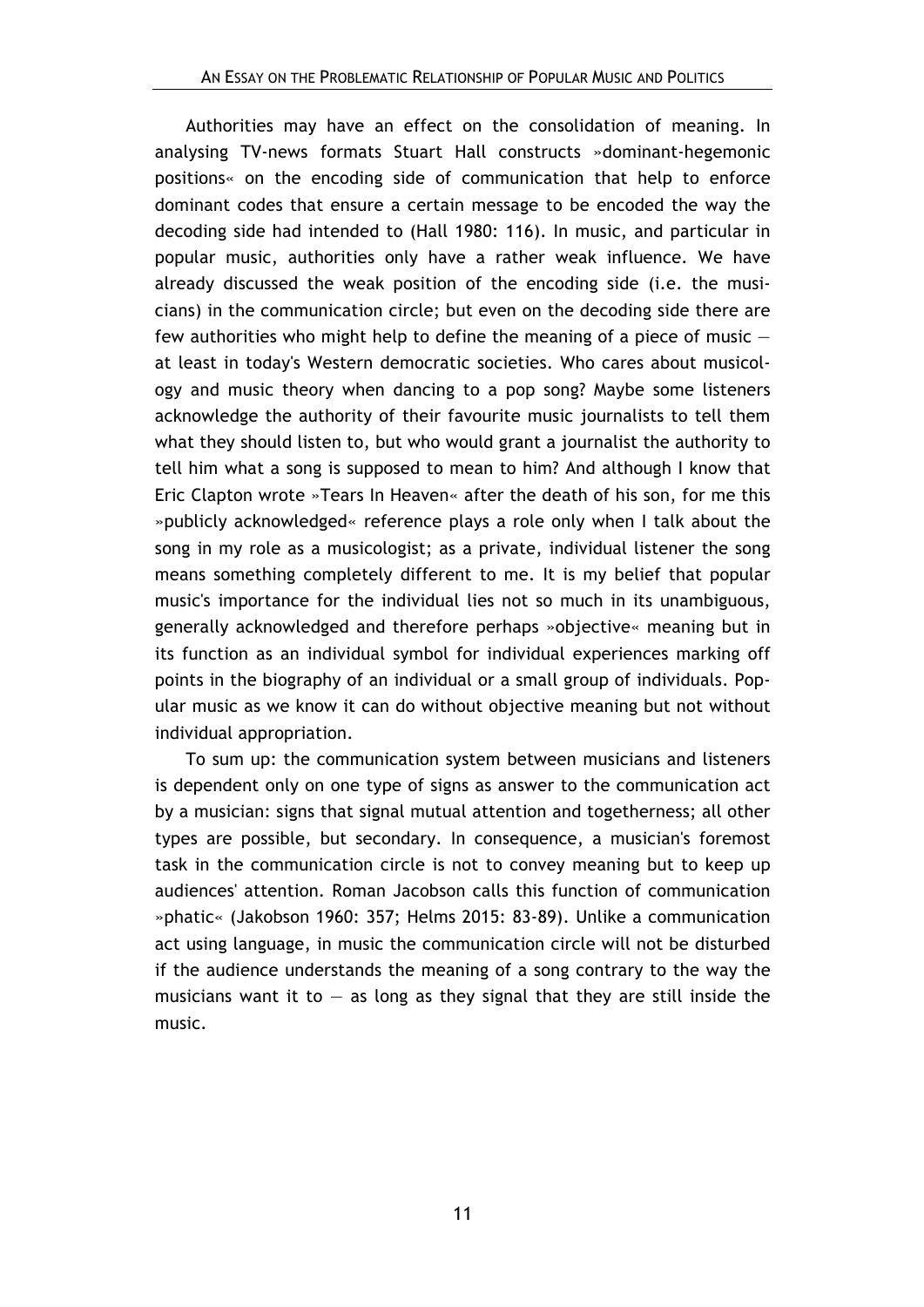Authorities may have an effect on the consolidation of meaning. In analysing TV-news formats Stuart Hall constructs »dominant-hegemonic positions« on the encoding side of communication that help to enforce dominant codes that ensure a certain message to be encoded the way the decoding side had intended to (Hall 1980: 116). In music, and particular in popular music, authorities only have a rather weak influence. We have already discussed the weak position of the encoding side (i.e. the musicians) in the communication circle; but even on the decoding side there are few authorities who might help to define the meaning of a piece of music — at least in today's Western democratic societies. Who cares about musicology and music theory when dancing to a pop song? Maybe some listeners acknowledge the authority of their favourite music journalists to tell them what they should listen to, but who would grant a journalist the authority to tell him what a song is supposed to mean to him? And although I know that Eric Clapton wrote »Tears In Heaven« after the death of his son, for me this »publicly acknowledged« reference plays a role only when I talk about the song in my role as a musicologist; as a private, individual listener the song means something completely different to me. It is my belief that popular music's importance for the individual lies not so much in its unambiguous, generally acknowledged and therefore perhaps »objective« meaning but in its function as an individual symbol for individual experiences marking off points in the biography of an individual or a small group of individuals. Popular music as we know it can do without objective meaning but not without individual appropriation.

To sum up: the communication system between musicians and listeners is dependent only on one type of signs as answer to the communication act by a musician: signs that signal mutual attention and togetherness; all other types are possible, but secondary. In consequence, a musician's foremost task in the communication circle is not to convey meaning but to keep up audiences' attention. Roman Jacobson calls this function of communication »phatic« (Jakobson 1960: 357; Helms 2015: 83-89). Unlike a communication act using language, in music the communication circle will not be disturbed if the audience understands the meaning of a song contrary to the way the musicians want it to — as long as they signal that they are still inside the music.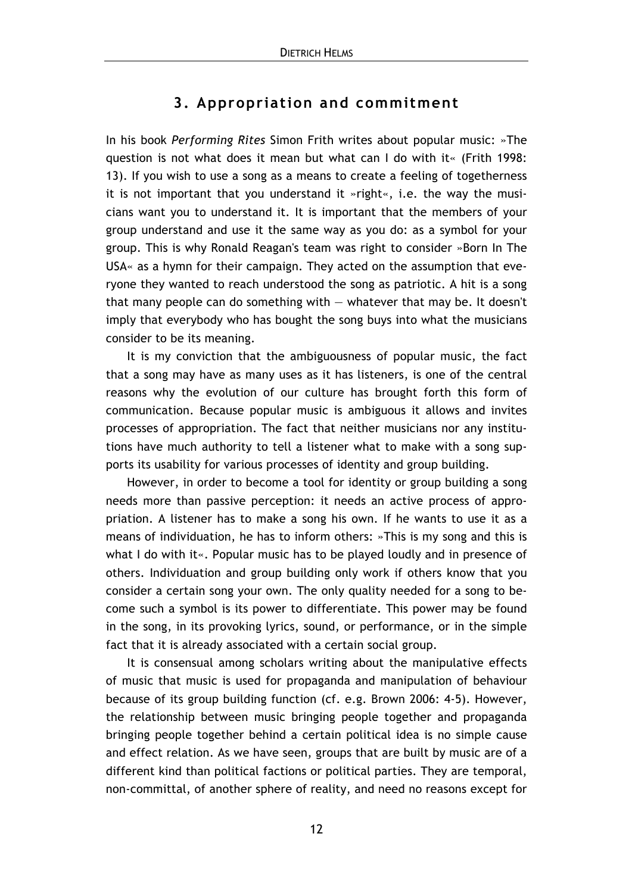## 3. Appropriation and commitment

In his book *Performing Rites* Simon Frith writes about popular music: »The question is not what does it mean but what can I do with it« (Frith 1998: 13). If you wish to use a song as a means to create a feeling of togetherness it is not important that you understand it »right«, i.e. the way the musicians want you to understand it. It is important that the members of your group understand and use it the same way as you do: as a symbol for your group. This is why Ronald Reagan's team was right to consider »Born In The USA« as a hymn for their campaign. They acted on the assumption that everyone they wanted to reach understood the song as patriotic. A hit is a song that many people can do something with — whatever that may be. It doesn't imply that everybody who has bought the song buys into what the musicians consider to be its meaning.

It is my conviction that the ambiguousness of popular music, the fact that a song may have as many uses as it has listeners, is one of the central reasons why the evolution of our culture has brought forth this form of communication. Because popular music is ambiguous it allows and invites processes of appropriation. The fact that neither musicians nor any institutions have much authority to tell a listener what to make with a song supports its usability for various processes of identity and group building.

However, in order to become a tool for identity or group building a song needs more than passive perception: it needs an active process of appropriation. A listener has to make a song his own. If he wants to use it as a means of individuation, he has to inform others: »This is my song and this is what I do with it«. Popular music has to be played loudly and in presence of others. Individuation and group building only work if others know that you consider a certain song your own. The only quality needed for a song to become such a symbol is its power to differentiate. This power may be found in the song, in its provoking lyrics, sound, or performance, or in the simple fact that it is already associated with a certain social group.

It is consensual among scholars writing about the manipulative effects of music that music is used for propaganda and manipulation of behaviour because of its group building function (cf. e.g. Brown 2006: 4-5). However, the relationship between music bringing people together and propaganda bringing people together behind a certain political idea is no simple cause and effect relation. As we have seen, groups that are built by music are of a different kind than political factions or political parties. They are temporal, non-committal, of another sphere of reality, and need no reasons except for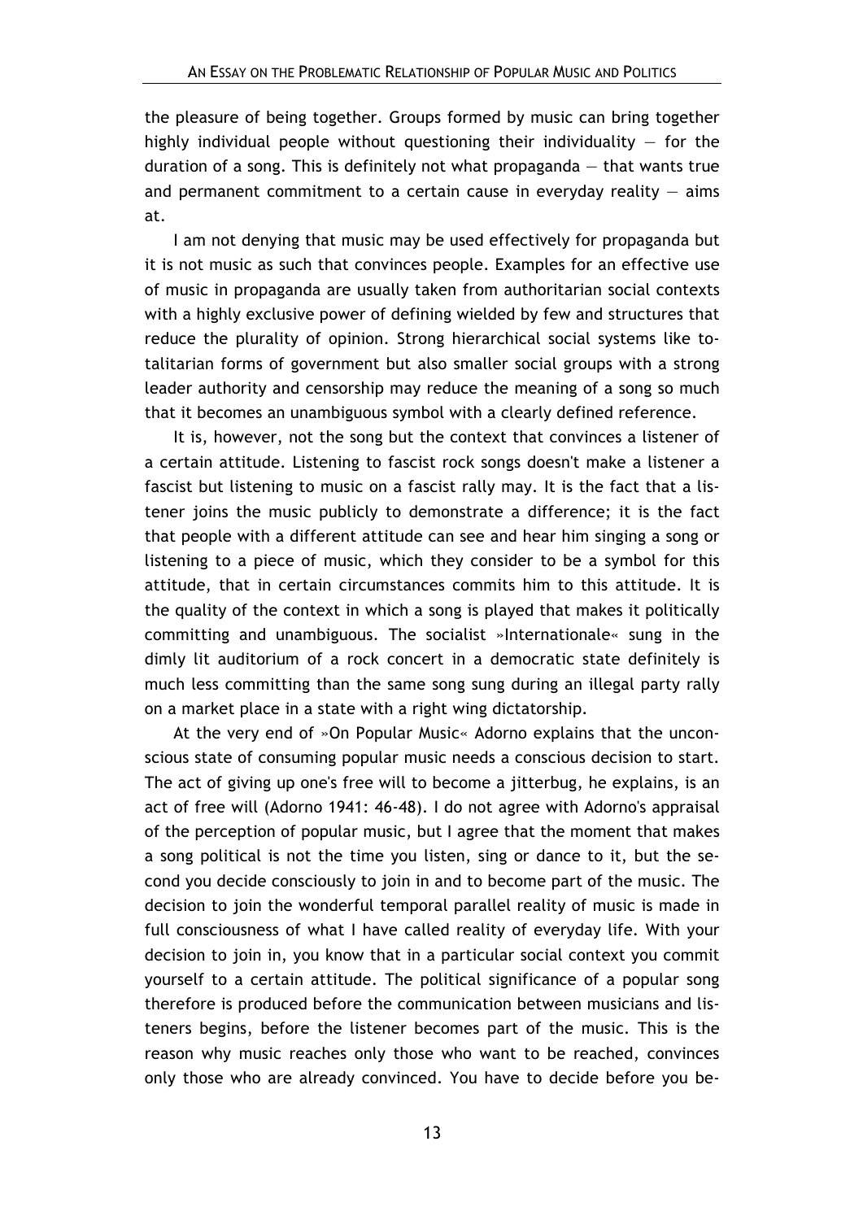the pleasure of being together. Groups formed by music can bring together highly individual people without questioning their individuality — for the duration of a song. This is definitely not what propaganda — that wants true and permanent commitment to a certain cause in everyday reality — aims at.

I am not denying that music may be used effectively for propaganda but it is not music as such that convinces people. Examples for an effective use of music in propaganda are usually taken from authoritarian social contexts with a highly exclusive power of defining wielded by few and structures that reduce the plurality of opinion. Strong hierarchical social systems like totalitarian forms of government but also smaller social groups with a strong leader authority and censorship may reduce the meaning of a song so much that it becomes an unambiguous symbol with a clearly defined reference.

It is, however, not the song but the context that convinces a listener of a certain attitude. Listening to fascist rock songs doesn't make a listener a fascist but listening to music on a fascist rally may. It is the fact that a listener joins the music publicly to demonstrate a difference; it is the fact that people with a different attitude can see and hear him singing a song or listening to a piece of music, which they consider to be a symbol for this attitude, that in certain circumstances commits him to this attitude. It is the quality of the context in which a song is played that makes it politically committing and unambiguous. The socialist »Internationale« sung in the dimly lit auditorium of a rock concert in a democratic state definitely is much less committing than the same song sung during an illegal party rally on a market place in a state with a right wing dictatorship.

At the very end of »On Popular Music« Adorno explains that the unconscious state of consuming popular music needs a conscious decision to start. The act of giving up one's free will to become a jitterbug, he explains, is an act of free will (Adorno 1941: 46-48). I do not agree with Adorno's appraisal of the perception of popular music, but I agree that the moment that makes a song political is not the time you listen, sing or dance to it, but the second you decide consciously to join in and to become part of the music. The decision to join the wonderful temporal parallel reality of music is made in full consciousness of what I have called reality of everyday life. With your decision to join in, you know that in a particular social context you commit yourself to a certain attitude. The political significance of a popular song therefore is produced before the communication between musicians and listeners begins, before the listener becomes part of the music. This is the reason why music reaches only those who want to be reached, convinces only those who are already convinced. You have to decide before you be-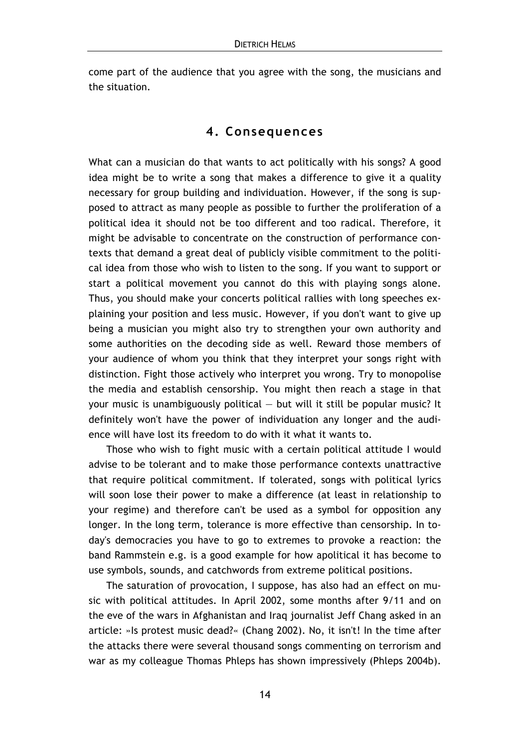come part of the audience that you agree with the song, the musicians and the situation.

## 4. Consequences

What can a musician do that wants to act politically with his songs? A good idea might be to write a song that makes a difference to give it a quality necessary for group building and individuation. However, if the song is supposed to attract as many people as possible to further the proliferation of a political idea it should not be too different and too radical. Therefore, it might be advisable to concentrate on the construction of performance contexts that demand a great deal of publicly visible commitment to the political idea from those who wish to listen to the song. If you want to support or start a political movement you cannot do this with playing songs alone. Thus, you should make your concerts political rallies with long speeches explaining your position and less music. However, if you don't want to give up being a musician you might also try to strengthen your own authority and some authorities on the decoding side as well. Reward those members of your audience of whom you think that they interpret your songs right with distinction. Fight those actively who interpret you wrong. Try to monopolise the media and establish censorship. You might then reach a stage in that your music is unambiguously political — but will it still be popular music? It definitely won't have the power of individuation any longer and the audience will have lost its freedom to do with it what it wants to.

Those who wish to fight music with a certain political attitude I would advise to be tolerant and to make those performance contexts unattractive that require political commitment. If tolerated, songs with political lyrics will soon lose their power to make a difference (at least in relationship to your regime) and therefore can't be used as a symbol for opposition any longer. In the long term, tolerance is more effective than censorship. In today's democracies you have to go to extremes to provoke a reaction: the band Rammstein e.g. is a good example for how apolitical it has become to use symbols, sounds, and catchwords from extreme political positions.

The saturation of provocation, I suppose, has also had an effect on music with political attitudes. In April 2002, some months after 9/11 and on the eve of the wars in Afghanistan and Iraq journalist Jeff Chang asked in an article: »Is protest music dead?« (Chang 2002). No, it isn't! In the time after the attacks there were several thousand songs commenting on terrorism and war as my colleague Thomas Phleps has shown impressively (Phleps 2004b).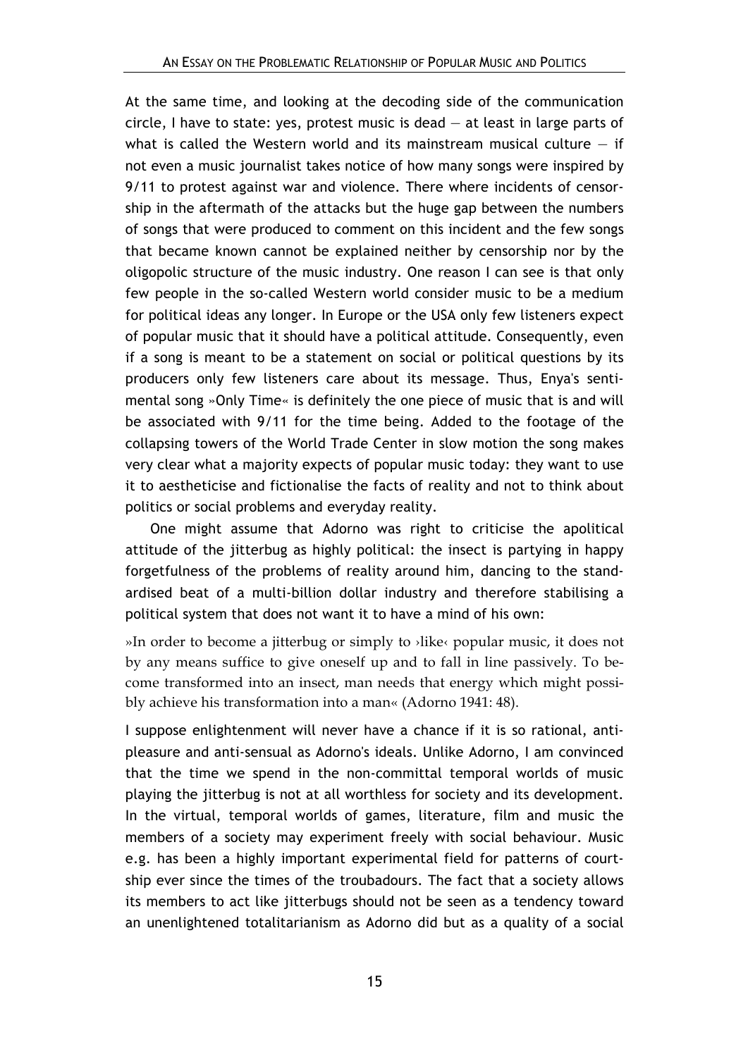At the same time, and looking at the decoding side of the communication circle, I have to state: yes, protest music is dead — at least in large parts of what is called the Western world and its mainstream musical culture — if not even a music journalist takes notice of how many songs were inspired by 9/11 to protest against war and violence. There where incidents of censorship in the aftermath of the attacks but the huge gap between the numbers of songs that were produced to comment on this incident and the few songs that became known cannot be explained neither by censorship nor by the oligopolic structure of the music industry. One reason I can see is that only few people in the so-called Western world consider music to be a medium for political ideas any longer. In Europe or the USA only few listeners expect of popular music that it should have a political attitude. Consequently, even if a song is meant to be a statement on social or political questions by its producers only few listeners care about its message. Thus, Enya's sentimental song »Only Time« is definitely the one piece of music that is and will be associated with 9/11 for the time being. Added to the footage of the collapsing towers of the World Trade Center in slow motion the song makes very clear what a majority expects of popular music today: they want to use it to aestheticise and fictionalise the facts of reality and not to think about politics or social problems and everyday reality.

One might assume that Adorno was right to criticise the apolitical attitude of the jitterbug as highly political: the insect is partying in happy forgetfulness of the problems of reality around him, dancing to the standardised beat of a multi-billion dollar industry and therefore stabilising a political system that does not want it to have a mind of his own:

»In order to become a jitterbug or simply to ›like‹ popular music, it does not by any means suffice to give oneself up and to fall in line passively. To become transformed into an insect, man needs that energy which might possibly achieve his transformation into a man« (Adorno 1941: 48).

I suppose enlightenment will never have a chance if it is so rational, anti-pleasure and anti-sensual as Adorno's ideals. Unlike Adorno, I am convinced that the time we spend in the non-committal temporal worlds of music playing the jitterbug is not at all worthless for society and its development. In the virtual, temporal worlds of games, literature, film and music the members of a society may experiment freely with social behaviour. Music e.g. has been a highly important experimental field for patterns of courtship ever since the times of the troubadours. The fact that a society allows its members to act like jitterbugs should not be seen as a tendency toward an unenlightened totalitarianism as Adorno did but as a quality of a social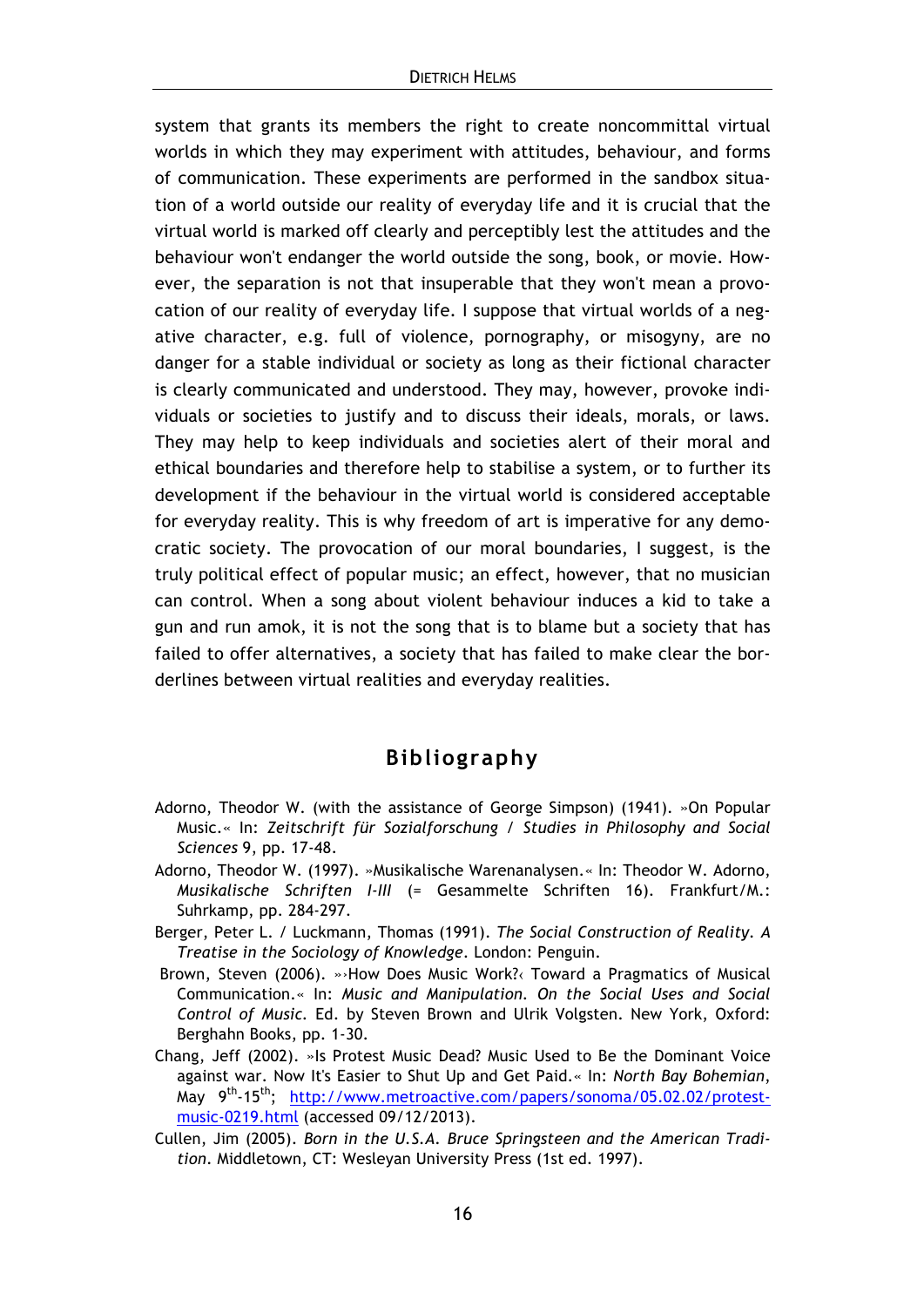system that grants its members the right to create noncommittal virtual worlds in which they may experiment with attitudes, behaviour, and forms of communication. These experiments are performed in the sandbox situation of a world outside our reality of everyday life and it is crucial that the virtual world is marked off clearly and perceptibly lest the attitudes and the behaviour won't endanger the world outside the song, book, or movie. However, the separation is not that insuperable that they won't mean a provocation of our reality of everyday life. I suppose that virtual worlds of a negative character, e.g. full of violence, pornography, or misogyny, are no danger for a stable individual or society as long as their fictional character is clearly communicated and understood. They may, however, provoke individuals or societies to justify and to discuss their ideals, morals, or laws. They may help to keep individuals and societies alert of their moral and ethical boundaries and therefore help to stabilise a system, or to further its development if the behaviour in the virtual world is considered acceptable for everyday reality. This is why freedom of art is imperative for any democratic society. The provocation of our moral boundaries, I suggest, is the truly political effect of popular music; an effect, however, that no musician can control. When a song about violent behaviour induces a kid to take a gun and run amok, it is not the song that is to blame but a society that has failed to offer alternatives, a society that has failed to make clear the borderlines between virtual realities and everyday realities.

## Bibliography

Adorno, Theodor W. (with the assistance of George Simpson) (1941). »On Popular Music.« In: *Zeitschrift für Sozialforschung / Studies in Philosophy and Social Sciences* 9, pp. 17-48.

Adorno, Theodor W. (1997). »Musikalische Warenanalysen.« In: Theodor W. Adorno, *Musikalische Schriften I-III* (= Gesammelte Schriften 16). Frankfurt/M.: Suhrkamp, pp. 284-297.

Berger, Peter L. / Luckmann, Thomas (1991). *The Social Construction of Reality. A Treatise in the Sociology of Knowledge*. London: Penguin.

Brown, Steven (2006). »›How Does Music Work?‹ Toward a Pragmatics of Musical Communication.« In: *Music and Manipulation. On the Social Uses and Social Control of Music.* Ed. by Steven Brown and Ulrik Volgsten. New York, Oxford: Berghahn Books, pp. 1-30.

Chang, Jeff (2002). »Is Protest Music Dead? Music Used to Be the Dominant Voice against war. Now It's Easier to Shut Up and Get Paid.« In: *North Bay Bohemian*, May 9th-15th; http://www.metroactive.com/papers/sonoma/05.02.02/protest-music-0219.html (accessed 09/12/2013).

Cullen, Jim (2005). *Born in the U.S.A. Bruce Springsteen and the American Tradition*. Middletown, CT: Wesleyan University Press (1st ed. 1997).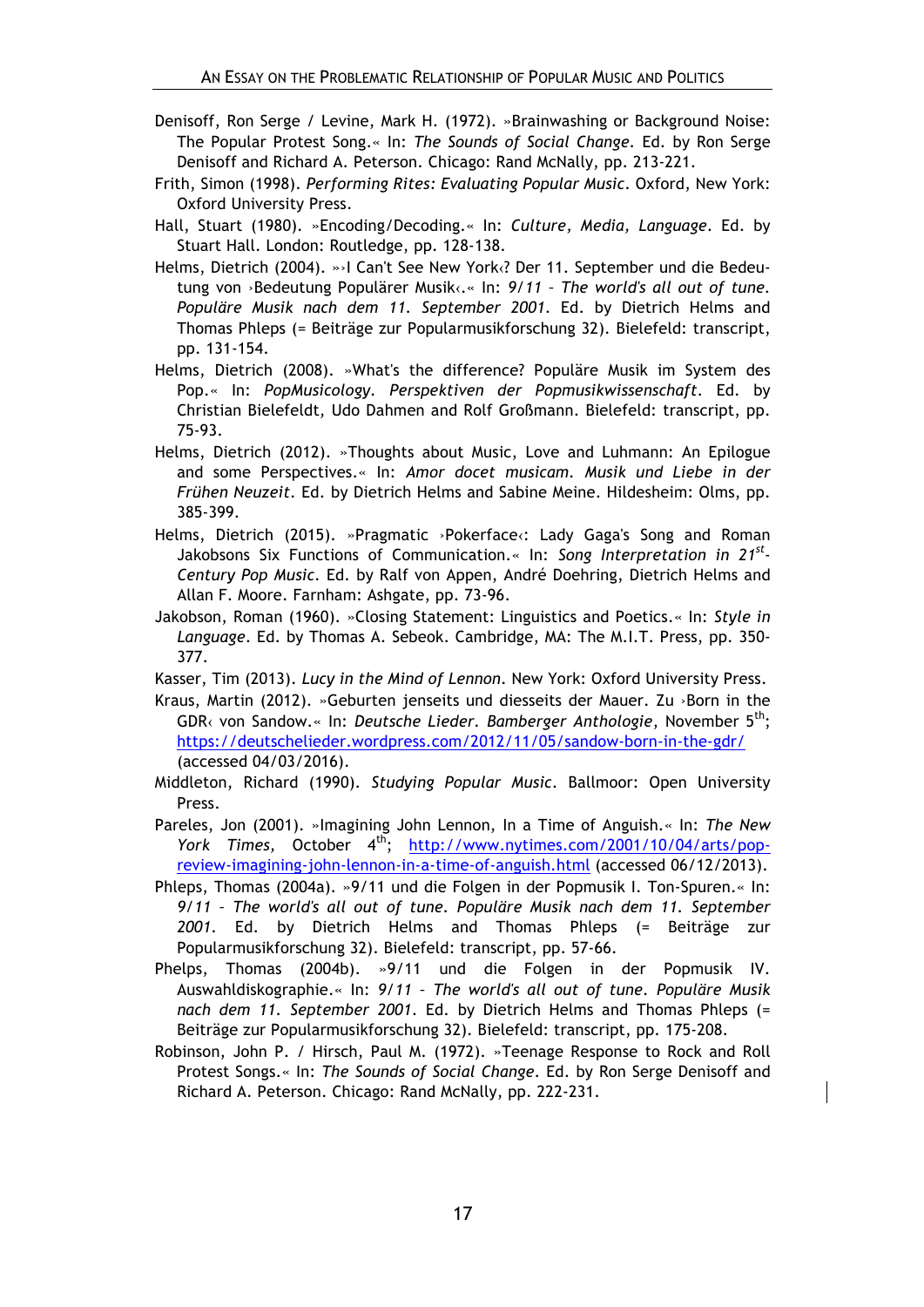Denisoff, Ron Serge / Levine, Mark H. (1972). »Brainwashing or Background Noise: The Popular Protest Song.« In: *The Sounds of Social Change*. Ed. by Ron Serge Denisoff and Richard A. Peterson. Chicago: Rand McNally, pp. 213-221.

Frith, Simon (1998). *Performing Rites: Evaluating Popular Music*. Oxford, New York: Oxford University Press.

Hall, Stuart (1980). »Encoding/Decoding.« In: *Culture, Media, Language*. Ed. by Stuart Hall. London: Routledge, pp. 128-138.

Helms, Dietrich (2004). »›I Can't See New York‹? Der 11. September und die Bedeutung von ›Bedeutung Populärer Musik‹.« In: *9/11 – The world's all out of tune. Populäre Musik nach dem 11. September 2001*. Ed. by Dietrich Helms and Thomas Phleps (= Beiträge zur Popularmusikforschung 32). Bielefeld: transcript, pp. 131-154.

Helms, Dietrich (2008). »What's the difference? Populäre Musik im System des Pop.« In: *PopMusicology. Perspektiven der Popmusikwissenschaft*. Ed. by Christian Bielefeldt, Udo Dahmen and Rolf Großmann. Bielefeld: transcript, pp. 75-93.

Helms, Dietrich (2012). »Thoughts about Music, Love and Luhmann: An Epilogue and some Perspectives.« In: *Amor docet musicam. Musik und Liebe in der Frühen Neuzeit*. Ed. by Dietrich Helms and Sabine Meine. Hildesheim: Olms, pp. 385-399.

Helms, Dietrich (2015). »Pragmatic ›Pokerface‹: Lady Gaga's Song and Roman Jakobsons Six Functions of Communication.« In: *Song Interpretation in 21st-Century Pop Music*. Ed. by Ralf von Appen, André Doehring, Dietrich Helms and Allan F. Moore. Farnham: Ashgate, pp. 73-96.

Jakobson, Roman (1960). »Closing Statement: Linguistics and Poetics.« In: *Style in Language*. Ed. by Thomas A. Sebeok. Cambridge, MA: The M.I.T. Press, pp. 350-377.

Kasser, Tim (2013). *Lucy in the Mind of Lennon*. New York: Oxford University Press.

Kraus, Martin (2012). »Geburten jenseits und diesseits der Mauer. Zu ›Born in the GDR‹ von Sandow.« In: *Deutsche Lieder. Bamberger Anthologie*, November 5th; https://deutschelieder.wordpress.com/2012/11/05/sandow-born-in-the-gdr/ (accessed 04/03/2016).

Middleton, Richard (1990). *Studying Popular Music*. Ballmoor: Open University Press.

Pareles, Jon (2001). »Imagining John Lennon, In a Time of Anguish.« In: *The New York Times,* October 4th; http://www.nytimes.com/2001/10/04/arts/pop-review-imagining-john-lennon-in-a-time-of-anguish.html (accessed 06/12/2013).

Phleps, Thomas (2004a). »9/11 und die Folgen in der Popmusik I. Ton-Spuren.« In: *9/11 – The world's all out of tune. Populäre Musik nach dem 11. September 2001*. Ed. by Dietrich Helms and Thomas Phleps (= Beiträge zur Popularmusikforschung 32). Bielefeld: transcript, pp. 57-66.

Phelps, Thomas (2004b). »9/11 und die Folgen in der Popmusik IV. Auswahldiskographie.« In: *9/11 – The world's all out of tune. Populäre Musik nach dem 11. September 2001*. Ed. by Dietrich Helms and Thomas Phleps (= Beiträge zur Popularmusikforschung 32). Bielefeld: transcript, pp. 175-208.

Robinson, John P. / Hirsch, Paul M. (1972). »Teenage Response to Rock and Roll Protest Songs.« In: *The Sounds of Social Change*. Ed. by Ron Serge Denisoff and Richard A. Peterson. Chicago: Rand McNally, pp. 222-231.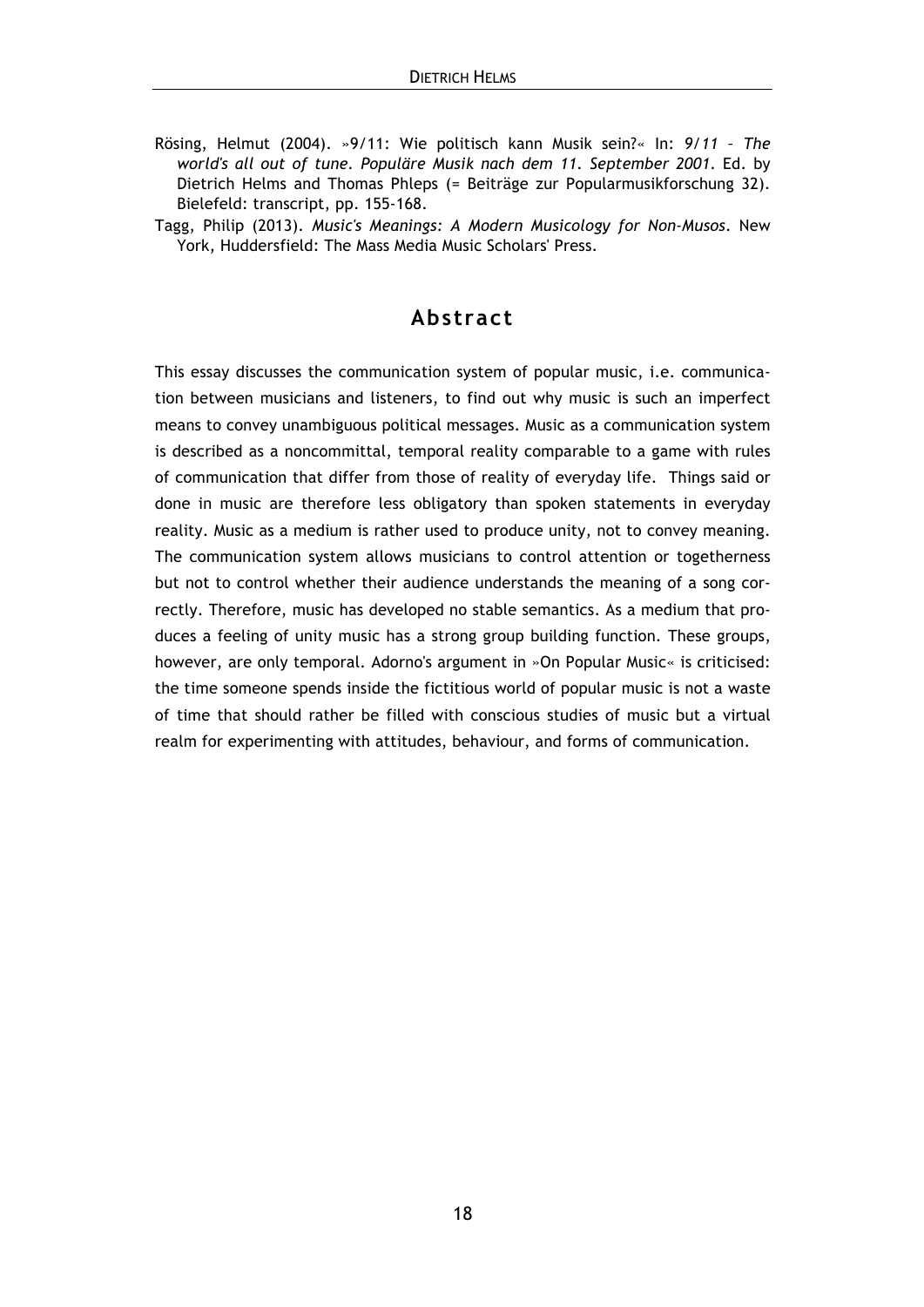Rösing, Helmut (2004). »9/11: Wie politisch kann Musik sein?« In: *9/11 – The world's all out of tune. Populäre Musik nach dem 11. September 2001*. Ed. by Dietrich Helms and Thomas Phleps (= Beiträge zur Popularmusikforschung 32). Bielefeld: transcript, pp. 155-168.

Tagg, Philip (2013). *Music's Meanings: A Modern Musicology for Non-Musos*. New York, Huddersfield: The Mass Media Music Scholars' Press.

## Abstract

This essay discusses the communication system of popular music, i.e. communication between musicians and listeners, to find out why music is such an imperfect means to convey unambiguous political messages. Music as a communication system is described as a noncommittal, temporal reality comparable to a game with rules of communication that differ from those of reality of everyday life. Things said or done in music are therefore less obligatory than spoken statements in everyday reality. Music as a medium is rather used to produce unity, not to convey meaning. The communication system allows musicians to control attention or togetherness but not to control whether their audience understands the meaning of a song correctly. Therefore, music has developed no stable semantics. As a medium that produces a feeling of unity music has a strong group building function. These groups, however, are only temporal. Adorno's argument in »On Popular Music« is criticised: the time someone spends inside the fictitious world of popular music is not a waste of time that should rather be filled with conscious studies of music but a virtual realm for experimenting with attitudes, behaviour, and forms of communication.